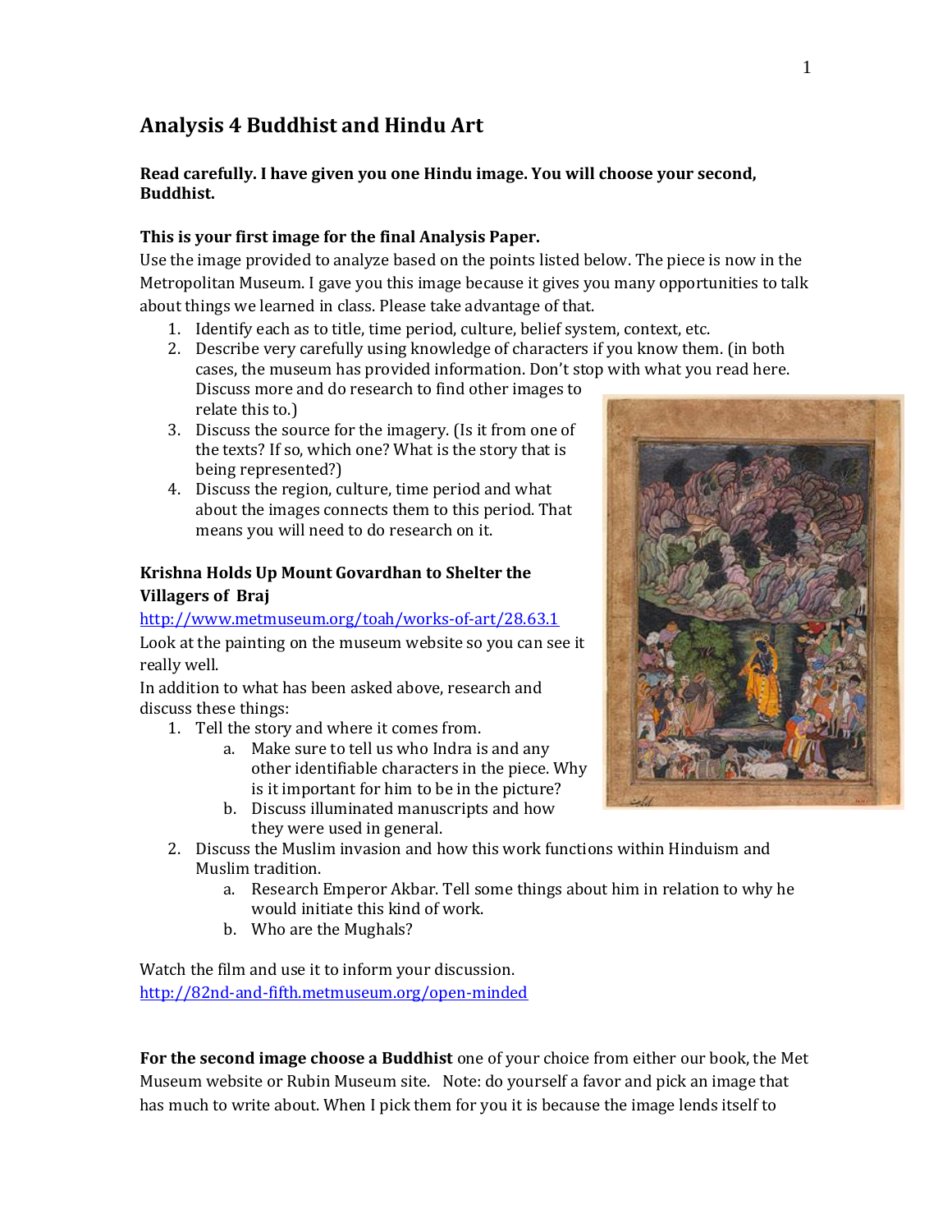# Analysis 4 Buddhist and Hindu Art

**Read carefully. I have given you one Hindu image. You will choose your second, Buddhist.**

**This is your first image for the final Analysis Paper.**

Use the image provided to analyze based on the points listed below. The piece is now in the Metropolitan Museum. I gave you this image because it gives you many opportunities to talk about things we learned in class. Please take advantage of that.

1. Identify each as to title, time period, culture, belief system, context, etc.
2. Describe very carefully using knowledge of characters if you know them. (in both cases, the museum has provided information. Don't stop with what you read here. Discuss more and do research to find other images to relate this to.)
3. Discuss the source for the imagery. (Is it from one of the texts? If so, which one? What is the story that is being represented?)
4. Discuss the region, culture, time period and what about the images connects them to this period. That means you will need to do research on it.

### Krishna Holds Up Mount Govardhan to Shelter the Villagers of Braj

http://www.metmuseum.org/toah/works-of-art/28.63.1

Look at the painting on the museum website so you can see it really well.

In addition to what has been asked above, research and discuss these things:

1. Tell the story and where it comes from.
   a. Make sure to tell us who Indra is and any other identifiable characters in the piece. Why is it important for him to be in the picture?
   b. Discuss illuminated manuscripts and how they were used in general.
2. Discuss the Muslim invasion and how this work functions within Hinduism and Muslim tradition.
   a. Research Emperor Akbar. Tell some things about him in relation to why he would initiate this kind of work.
   b. Who are the Mughals?

Watch the film and use it to inform your discussion.
http://82nd-and-fifth.metmuseum.org/open-minded

**For the second image choose a Buddhist** one of your choice from either our book, the Met Museum website or Rubin Museum site. Note: do yourself a favor and pick an image that has much to write about. When I pick them for you it is because the image lends itself to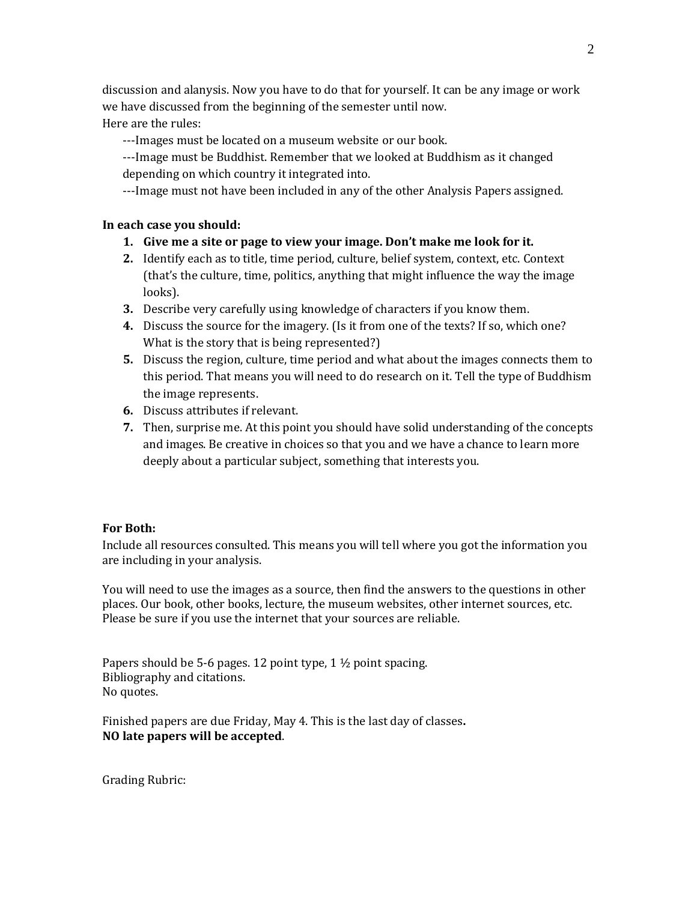discussion and alanysis. Now you have to do that for yourself. It can be any image or work we have discussed from the beginning of the semester until now.
Here are the rules:

---Images must be located on a museum website or our book.

---Image must be Buddhist. Remember that we looked at Buddhism as it changed depending on which country it integrated into.

---Image must not have been included in any of the other Analysis Papers assigned.

**In each case you should:**

1. **Give me a site or page to view your image. Don't make me look for it.**
2. Identify each as to title, time period, culture, belief system, context, etc. Context (that's the culture, time, politics, anything that might influence the way the image looks).
3. Describe very carefully using knowledge of characters if you know them.
4. Discuss the source for the imagery. (Is it from one of the texts? If so, which one? What is the story that is being represented?)
5. Discuss the region, culture, time period and what about the images connects them to this period. That means you will need to do research on it. Tell the type of Buddhism the image represents.
6. Discuss attributes if relevant.
7. Then, surprise me. At this point you should have solid understanding of the concepts and images. Be creative in choices so that you and we have a chance to learn more deeply about a particular subject, something that interests you.

**For Both:**

Include all resources consulted. This means you will tell where you got the information you are including in your analysis.

You will need to use the images as a source, then find the answers to the questions in other places. Our book, other books, lecture, the museum websites, other internet sources, etc. Please be sure if you use the internet that your sources are reliable.

Papers should be 5-6 pages. 12 point type, 1 ½ point spacing.
Bibliography and citations.
No quotes.

Finished papers are due Friday, May 4. This is the last day of classes**.**
**NO late papers will be accepted**.

Grading Rubric: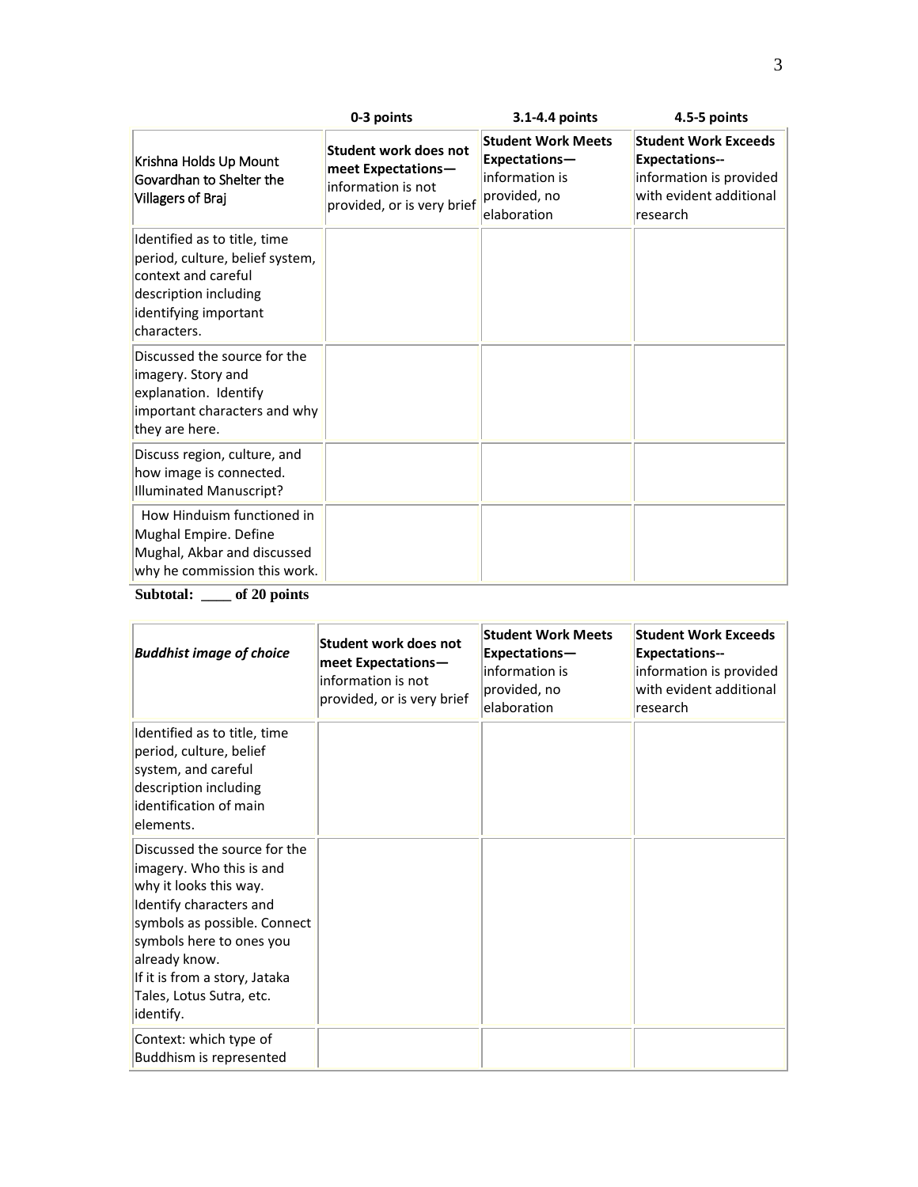| | 0-3 points | 3.1-4.4 points | 4.5-5 points |
|---|---|---|---|
| Krishna Holds Up Mount Govardhan to Shelter the Villagers of Braj | **Student work does not meet Expectations—** information is not provided, or is very brief | **Student Work Meets Expectations—** information is provided, no elaboration | **Student Work Exceeds Expectations--** information is provided with evident additional research |
| Identified as to title, time period, culture, belief system, context and careful description including identifying important characters. | | | |
| Discussed the source for the imagery. Story and explanation. Identify important characters and why they are here. | | | |
| Discuss region, culture, and how image is connected. Illuminated Manuscript? | | | |
| How Hinduism functioned in Mughal Empire. Define Mughal, Akbar and discussed why he commission this work. | | | |

**Subtotal: \_\_\_\_ of 20 points**

| ***Buddhist image of choice*** | **Student work does not meet Expectations—** information is not provided, or is very brief | **Student Work Meets Expectations—** information is provided, no elaboration | **Student Work Exceeds Expectations--** information is provided with evident additional research |
|---|---|---|---|
| Identified as to title, time period, culture, belief system, and careful description including identification of main elements. | | | |
| Discussed the source for the imagery. Who this is and why it looks this way. Identify characters and symbols as possible. Connect symbols here to ones you already know. If it is from a story, Jataka Tales, Lotus Sutra, etc. identify. | | | |
| Context: which type of Buddhism is represented | | | |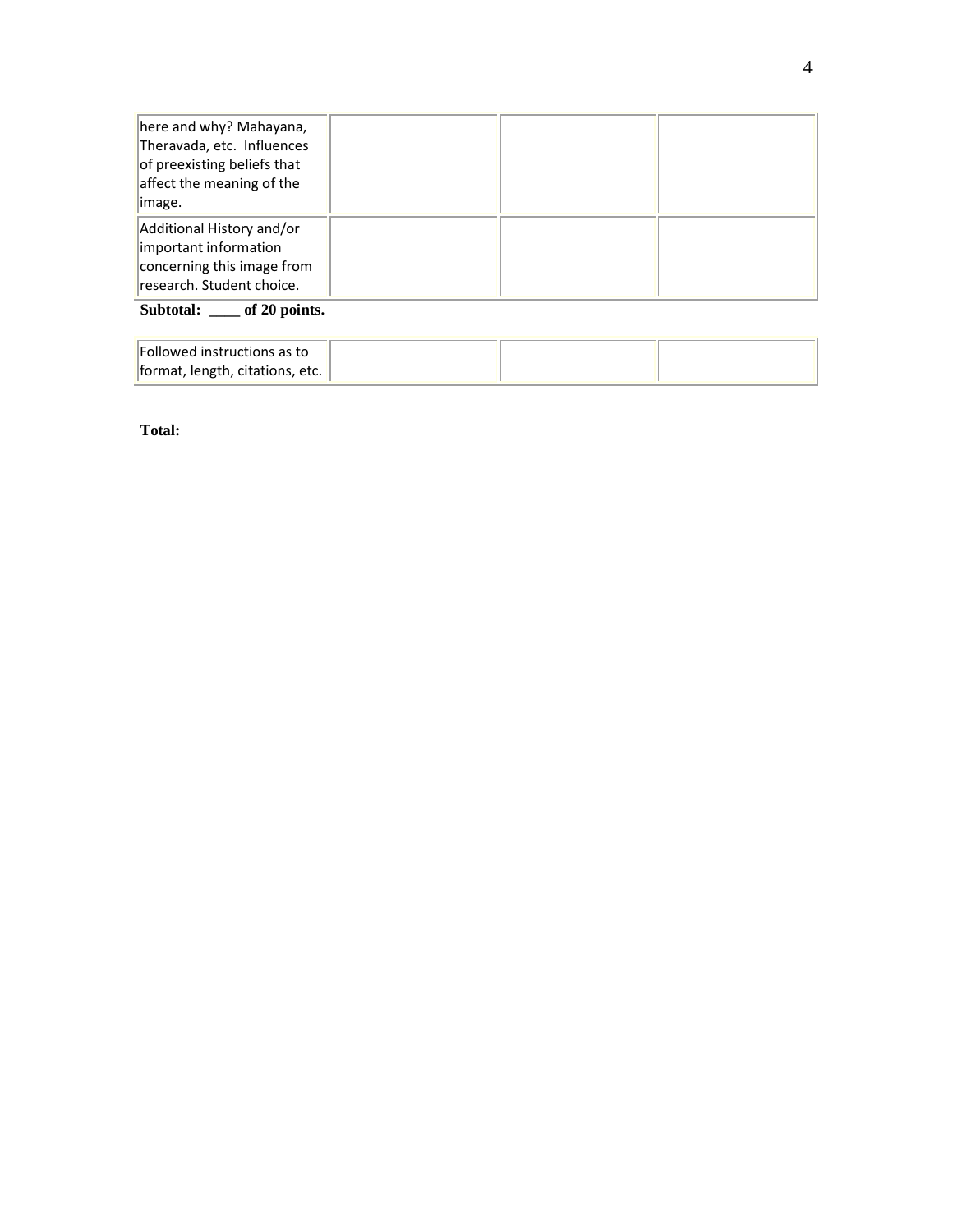| | | | |
|---|---|---|---|
| here and why? Mahayana, Theravada, etc. Influences of preexisting beliefs that affect the meaning of the image. | | | |
| Additional History and/or important information concerning this image from research. Student choice. | | | |

**Subtotal: ____ of 20 points.**

| | | | |
|---|---|---|---|
| Followed instructions as to format, length, citations, etc. | | | |

**Total:**